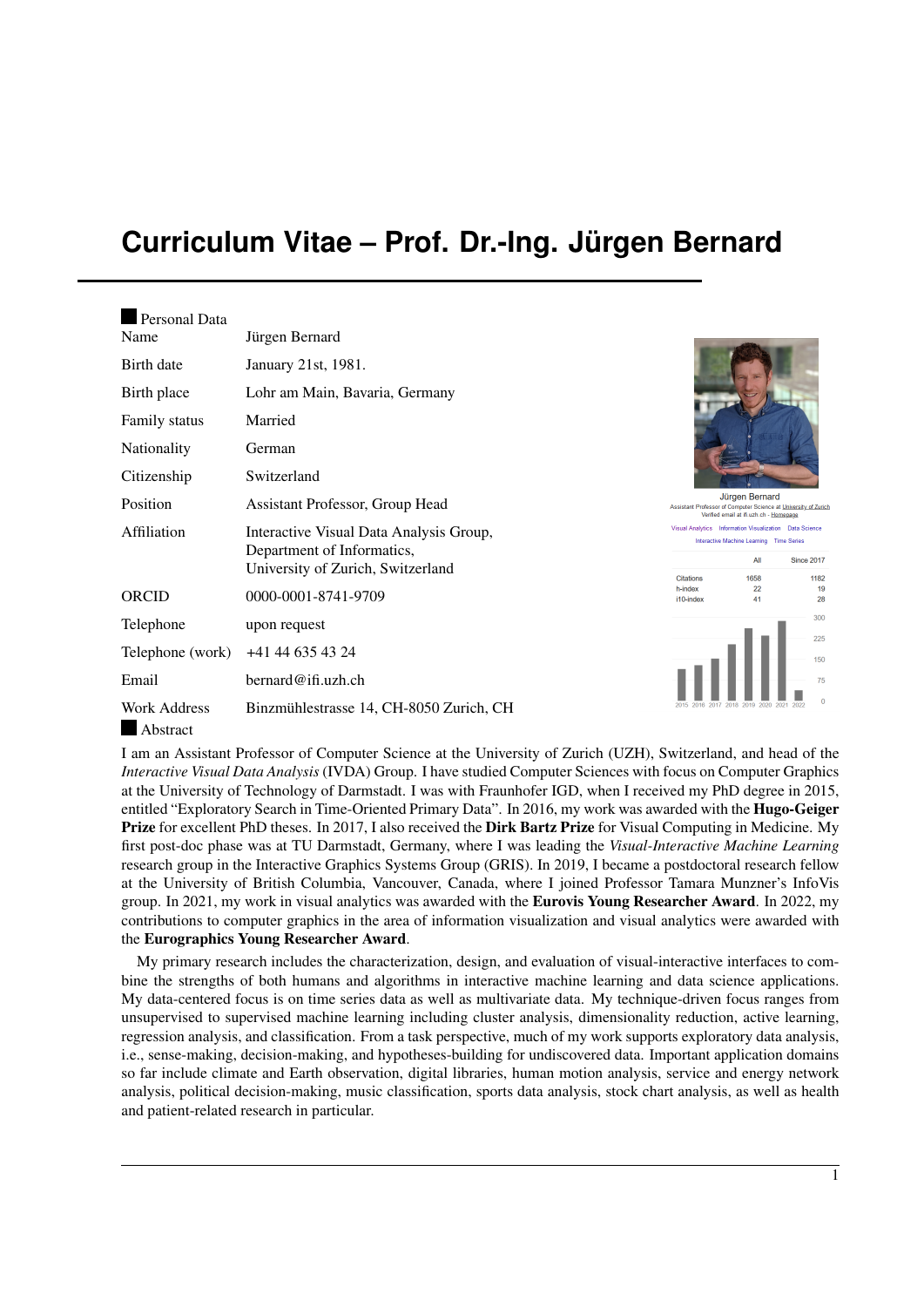# Curriculum Vitae – Prof. Dr.-Ing. Jürgen Bernard

## Personal Data

| | |
|---|---|
| Name | Jürgen Bernard |
| Birth date | January 21st, 1981. |
| Birth place | Lohr am Main, Bavaria, Germany |
| Family status | Married |
| Nationality | German |
| Citizenship | Switzerland |
| Position | Assistant Professor, Group Head |
| Affiliation | Interactive Visual Data Analysis Group, Department of Informatics, University of Zurich, Switzerland |
| ORCID | 0000-0001-8741-9709 |
| Telephone | upon request |
| Telephone (work) | +41 44 635 43 24 |
| Email | bernard@ifi.uzh.ch |
| Work Address | Binzmühlestrasse 14, CH-8050 Zurich, CH |

Jürgen Bernard
Assistant Professor of Computer Science at University of Zurich
Verified email at ifi.uzh.ch - Homepage

Visual Analytics · Information Visualization · Data Science · Interactive Machine Learning · Time Series

| | All | Since 2017 |
|---|---|---|
| Citations | 1658 | 1182 |
| h-index | 22 | 19 |
| i10-index | 41 | 28 |

## Abstract

I am an Assistant Professor of Computer Science at the University of Zurich (UZH), Switzerland, and head of the *Interactive Visual Data Analysis* (IVDA) Group. I have studied Computer Sciences with focus on Computer Graphics at the University of Technology of Darmstadt. I was with Fraunhofer IGD, when I received my PhD degree in 2015, entitled "Exploratory Search in Time-Oriented Primary Data". In 2016, my work was awarded with the **Hugo-Geiger Prize** for excellent PhD theses. In 2017, I also received the **Dirk Bartz Prize** for Visual Computing in Medicine. My first post-doc phase was at TU Darmstadt, Germany, where I was leading the *Visual-Interactive Machine Learning* research group in the Interactive Graphics Systems Group (GRIS). In 2019, I became a postdoctoral research fellow at the University of British Columbia, Vancouver, Canada, where I joined Professor Tamara Munzner's InfoVis group. In 2021, my work in visual analytics was awarded with the **Eurovis Young Researcher Award**. In 2022, my contributions to computer graphics in the area of information visualization and visual analytics were awarded with the **Eurographics Young Researcher Award**.

My primary research includes the characterization, design, and evaluation of visual-interactive interfaces to combine the strengths of both humans and algorithms in interactive machine learning and data science applications. My data-centered focus is on time series data as well as multivariate data. My technique-driven focus ranges from unsupervised to supervised machine learning including cluster analysis, dimensionality reduction, active learning, regression analysis, and classification. From a task perspective, much of my work supports exploratory data analysis, i.e., sense-making, decision-making, and hypotheses-building for undiscovered data. Important application domains so far include climate and Earth observation, digital libraries, human motion analysis, service and energy network analysis, political decision-making, music classification, sports data analysis, stock chart analysis, as well as health and patient-related research in particular.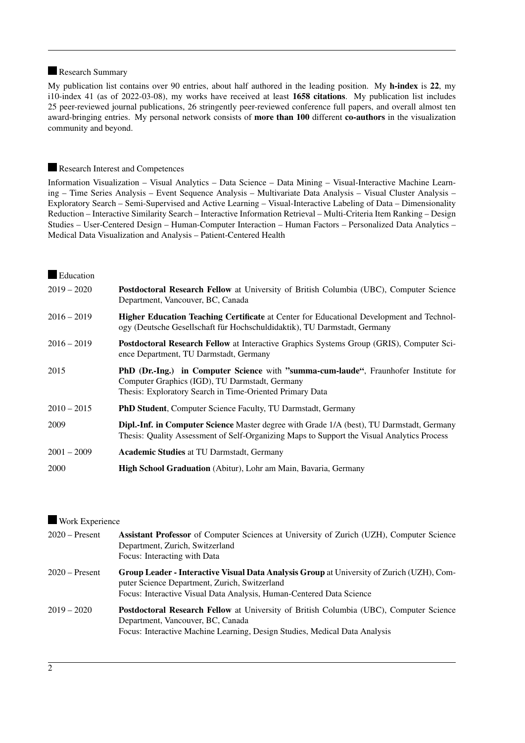## Research Summary

My publication list contains over 90 entries, about half authored in the leading position. My **h-index** is **22**, my i10-index 41 (as of 2022-03-08), my works have received at least **1658 citations**. My publication list includes 25 peer-reviewed journal publications, 26 stringently peer-reviewed conference full papers, and overall almost ten award-bringing entries. My personal network consists of **more than 100** different **co-authors** in the visualization community and beyond.

## Research Interest and Competences

Information Visualization – Visual Analytics – Data Science – Data Mining – Visual-Interactive Machine Learning – Time Series Analysis – Event Sequence Analysis – Multivariate Data Analysis – Visual Cluster Analysis – Exploratory Search – Semi-Supervised and Active Learning – Visual-Interactive Labeling of Data – Dimensionality Reduction – Interactive Similarity Search – Interactive Information Retrieval – Multi-Criteria Item Ranking – Design Studies – User-Centered Design – Human-Computer Interaction – Human Factors – Personalized Data Analytics – Medical Data Visualization and Analysis – Patient-Centered Health

## Education

| | |
|---|---|
| 2019 – 2020 | **Postdoctoral Research Fellow** at University of British Columbia (UBC), Computer Science Department, Vancouver, BC, Canada |
| 2016 – 2019 | **Higher Education Teaching Certificate** at Center for Educational Development and Technology (Deutsche Gesellschaft für Hochschuldidaktik), TU Darmstadt, Germany |
| 2016 – 2019 | **Postdoctoral Research Fellow** at Interactive Graphics Systems Group (GRIS), Computer Science Department, TU Darmstadt, Germany |
| 2015 | **PhD (Dr.-Ing.) in Computer Science** with **"summa-cum-laude"**, Fraunhofer Institute for Computer Graphics (IGD), TU Darmstadt, Germany<br>Thesis: Exploratory Search in Time-Oriented Primary Data |
| 2010 – 2015 | **PhD Student**, Computer Science Faculty, TU Darmstadt, Germany |
| 2009 | **Dipl.-Inf. in Computer Science** Master degree with Grade 1/A (best), TU Darmstadt, Germany<br>Thesis: Quality Assessment of Self-Organizing Maps to Support the Visual Analytics Process |
| 2001 – 2009 | **Academic Studies** at TU Darmstadt, Germany |
| 2000 | **High School Graduation** (Abitur), Lohr am Main, Bavaria, Germany |

## Work Experience

| | |
|---|---|
| 2020 – Present | **Assistant Professor** of Computer Sciences at University of Zurich (UZH), Computer Science Department, Zurich, Switzerland<br>Focus: Interacting with Data |
| 2020 – Present | **Group Leader - Interactive Visual Data Analysis Group** at University of Zurich (UZH), Computer Science Department, Zurich, Switzerland<br>Focus: Interactive Visual Data Analysis, Human-Centered Data Science |
| 2019 – 2020 | **Postdoctoral Research Fellow** at University of British Columbia (UBC), Computer Science Department, Vancouver, BC, Canada<br>Focus: Interactive Machine Learning, Design Studies, Medical Data Analysis |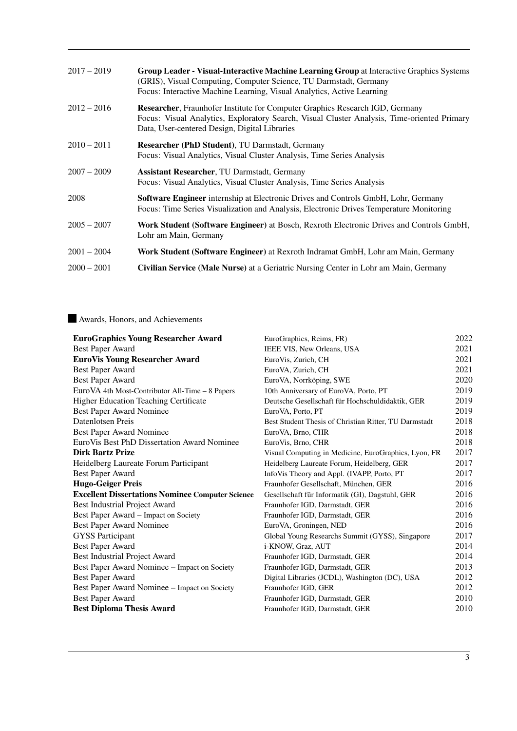| | |
|---|---|
| 2017 – 2019 | **Group Leader - Visual-Interactive Machine Learning Group** at Interactive Graphics Systems (GRIS), Visual Computing, Computer Science, TU Darmstadt, Germany<br>Focus: Interactive Machine Learning, Visual Analytics, Active Learning |
| 2012 – 2016 | **Researcher**, Fraunhofer Institute for Computer Graphics Research IGD, Germany<br>Focus: Visual Analytics, Exploratory Search, Visual Cluster Analysis, Time-oriented Primary Data, User-centered Design, Digital Libraries |
| 2010 – 2011 | **Researcher (PhD Student)**, TU Darmstadt, Germany<br>Focus: Visual Analytics, Visual Cluster Analysis, Time Series Analysis |
| 2007 – 2009 | **Assistant Researcher**, TU Darmstadt, Germany<br>Focus: Visual Analytics, Visual Cluster Analysis, Time Series Analysis |
| 2008 | **Software Engineer** internship at Electronic Drives and Controls GmbH, Lohr, Germany<br>Focus: Time Series Visualization and Analysis, Electronic Drives Temperature Monitoring |
| 2005 – 2007 | **Work Student (Software Engineer)** at Bosch, Rexroth Electronic Drives and Controls GmbH, Lohr am Main, Germany |
| 2001 – 2004 | **Work Student (Software Engineer)** at Rexroth Indramat GmbH, Lohr am Main, Germany |
| 2000 – 2001 | **Civilian Service (Male Nurse)** at a Geriatric Nursing Center in Lohr am Main, Germany |

## Awards, Honors, and Achievements

| | | |
|---|---|---|
| **EuroGraphics Young Researcher Award** | EuroGraphics, Reims, FR) | 2022 |
| Best Paper Award | IEEE VIS, New Orleans, USA | 2021 |
| **EuroVis Young Researcher Award** | EuroVis, Zurich, CH | 2021 |
| Best Paper Award | EuroVA, Zurich, CH | 2021 |
| Best Paper Award | EuroVA, Norrköping, SWE | 2020 |
| EuroVA 4th Most-Contributor All-Time – 8 Papers | 10th Anniversary of EuroVA, Porto, PT | 2019 |
| Higher Education Teaching Certificate | Deutsche Gesellschaft für Hochschuldidaktik, GER | 2019 |
| Best Paper Award Nominee | EuroVA, Porto, PT | 2019 |
| Datenlotsen Preis | Best Student Thesis of Christian Ritter, TU Darmstadt | 2018 |
| Best Paper Award Nominee | EuroVA, Brno, CHR | 2018 |
| EuroVis Best PhD Dissertation Award Nominee | EuroVis, Brno, CHR | 2018 |
| **Dirk Bartz Prize** | Visual Computing in Medicine, EuroGraphics, Lyon, FR | 2017 |
| Heidelberg Laureate Forum Participant | Heidelberg Laureate Forum, Heidelberg, GER | 2017 |
| Best Paper Award | InfoVis Theory and Appl. (IVAPP, Porto, PT | 2017 |
| **Hugo-Geiger Preis** | Fraunhofer Gesellschaft, München, GER | 2016 |
| **Excellent Dissertations Nominee Computer Science** | Gesellschaft für Informatik (GI), Dagstuhl, GER | 2016 |
| Best Industrial Project Award | Fraunhofer IGD, Darmstadt, GER | 2016 |
| Best Paper Award – Impact on Society | Fraunhofer IGD, Darmstadt, GER | 2016 |
| Best Paper Award Nominee | EuroVA, Groningen, NED | 2016 |
| GYSS Participant | Global Young Researchs Summit (GYSS), Singapore | 2017 |
| Best Paper Award | i-KNOW, Graz, AUT | 2014 |
| Best Industrial Project Award | Fraunhofer IGD, Darmstadt, GER | 2014 |
| Best Paper Award Nominee – Impact on Society | Fraunhofer IGD, Darmstadt, GER | 2013 |
| Best Paper Award | Digital Libraries (JCDL), Washington (DC), USA | 2012 |
| Best Paper Award Nominee – Impact on Society | Fraunhofer IGD, GER | 2012 |
| Best Paper Award | Fraunhofer IGD, Darmstadt, GER | 2010 |
| **Best Diploma Thesis Award** | Fraunhofer IGD, Darmstadt, GER | 2010 |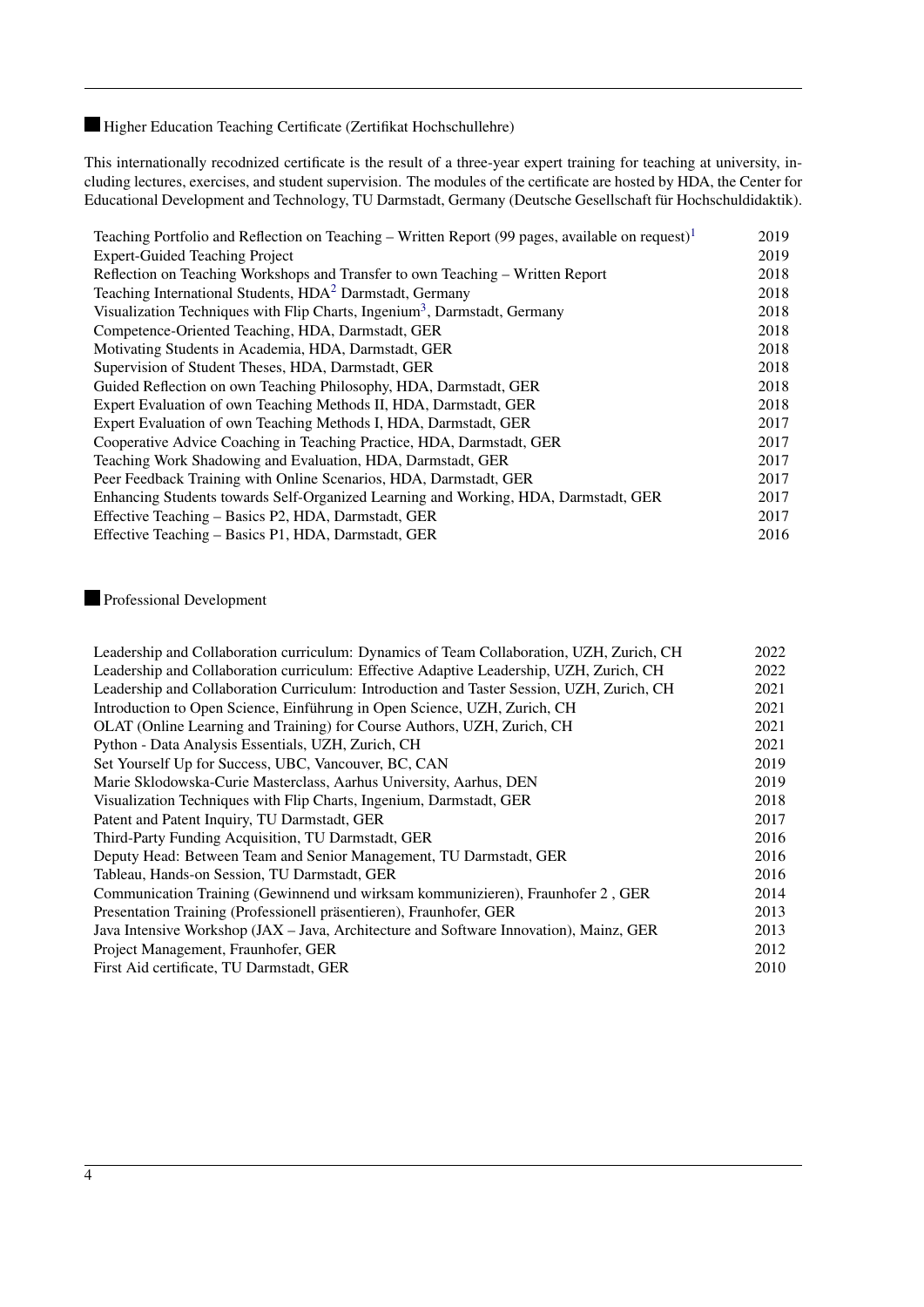## Higher Education Teaching Certificate (Zertifikat Hochschullehre)

This internationally recodnized certificate is the result of a three-year expert training for teaching at university, including lectures, exercises, and student supervision. The modules of the certificate are hosted by HDA, the Center for Educational Development and Technology, TU Darmstadt, Germany (Deutsche Gesellschaft für Hochschuldidaktik).

| | |
|---|---|
| Teaching Portfolio and Reflection on Teaching – Written Report (99 pages, available on request)[1] | 2019 |
| Expert-Guided Teaching Project | 2019 |
| Reflection on Teaching Workshops and Transfer to own Teaching – Written Report | 2018 |
| Teaching International Students, HDA[2] Darmstadt, Germany | 2018 |
| Visualization Techniques with Flip Charts, Ingenium[3], Darmstadt, Germany | 2018 |
| Competence-Oriented Teaching, HDA, Darmstadt, GER | 2018 |
| Motivating Students in Academia, HDA, Darmstadt, GER | 2018 |
| Supervision of Student Theses, HDA, Darmstadt, GER | 2018 |
| Guided Reflection on own Teaching Philosophy, HDA, Darmstadt, GER | 2018 |
| Expert Evaluation of own Teaching Methods II, HDA, Darmstadt, GER | 2018 |
| Expert Evaluation of own Teaching Methods I, HDA, Darmstadt, GER | 2017 |
| Cooperative Advice Coaching in Teaching Practice, HDA, Darmstadt, GER | 2017 |
| Teaching Work Shadowing and Evaluation, HDA, Darmstadt, GER | 2017 |
| Peer Feedback Training with Online Scenarios, HDA, Darmstadt, GER | 2017 |
| Enhancing Students towards Self-Organized Learning and Working, HDA, Darmstadt, GER | 2017 |
| Effective Teaching – Basics P2, HDA, Darmstadt, GER | 2017 |
| Effective Teaching – Basics P1, HDA, Darmstadt, GER | 2016 |

## Professional Development

| | |
|---|---|
| Leadership and Collaboration curriculum: Dynamics of Team Collaboration, UZH, Zurich, CH | 2022 |
| Leadership and Collaboration curriculum: Effective Adaptive Leadership, UZH, Zurich, CH | 2022 |
| Leadership and Collaboration Curriculum: Introduction and Taster Session, UZH, Zurich, CH | 2021 |
| Introduction to Open Science, Einführung in Open Science, UZH, Zurich, CH | 2021 |
| OLAT (Online Learning and Training) for Course Authors, UZH, Zurich, CH | 2021 |
| Python - Data Analysis Essentials, UZH, Zurich, CH | 2021 |
| Set Yourself Up for Success, UBC, Vancouver, BC, CAN | 2019 |
| Marie Sklodowska-Curie Masterclass, Aarhus University, Aarhus, DEN | 2019 |
| Visualization Techniques with Flip Charts, Ingenium, Darmstadt, GER | 2018 |
| Patent and Patent Inquiry, TU Darmstadt, GER | 2017 |
| Third-Party Funding Acquisition, TU Darmstadt, GER | 2016 |
| Deputy Head: Between Team and Senior Management, TU Darmstadt, GER | 2016 |
| Tableau, Hands-on Session, TU Darmstadt, GER | 2016 |
| Communication Training (Gewinnend und wirksam kommunizieren), Fraunhofer 2 , GER | 2014 |
| Presentation Training (Professionell präsentieren), Fraunhofer, GER | 2013 |
| Java Intensive Workshop (JAX – Java, Architecture and Software Innovation), Mainz, GER | 2013 |
| Project Management, Fraunhofer, GER | 2012 |
| First Aid certificate, TU Darmstadt, GER | 2010 |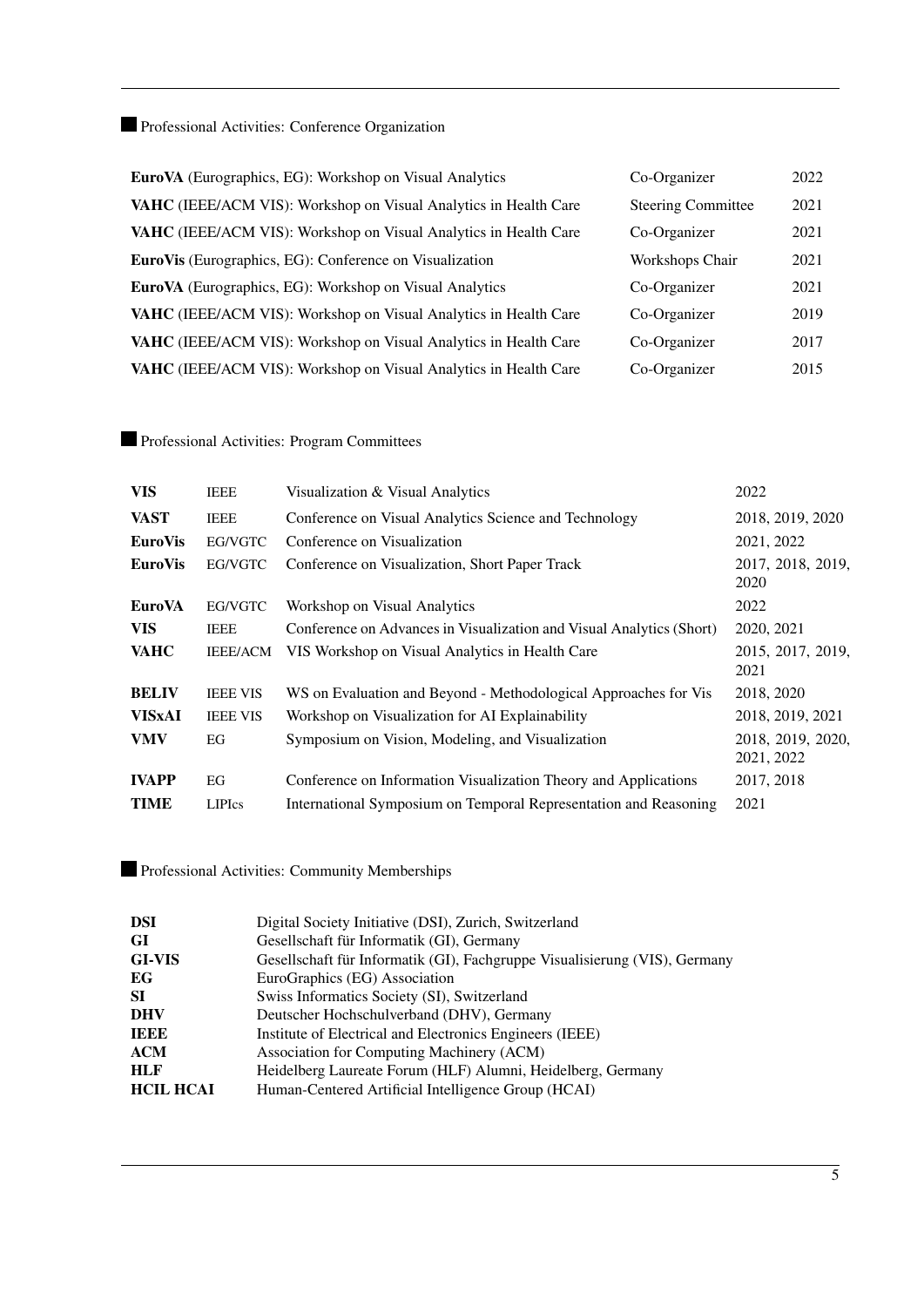## Professional Activities: Conference Organization

| | | |
|---|---|---|
| **EuroVA** (Eurographics, EG): Workshop on Visual Analytics | Co-Organizer | 2022 |
| **VAHC** (IEEE/ACM VIS): Workshop on Visual Analytics in Health Care | Steering Committee | 2021 |
| **VAHC** (IEEE/ACM VIS): Workshop on Visual Analytics in Health Care | Co-Organizer | 2021 |
| **EuroVis** (Eurographics, EG): Conference on Visualization | Workshops Chair | 2021 |
| **EuroVA** (Eurographics, EG): Workshop on Visual Analytics | Co-Organizer | 2021 |
| **VAHC** (IEEE/ACM VIS): Workshop on Visual Analytics in Health Care | Co-Organizer | 2019 |
| **VAHC** (IEEE/ACM VIS): Workshop on Visual Analytics in Health Care | Co-Organizer | 2017 |
| **VAHC** (IEEE/ACM VIS): Workshop on Visual Analytics in Health Care | Co-Organizer | 2015 |

## Professional Activities: Program Committees

| | | | |
|---|---|---|---|
| **VIS** | IEEE | Visualization & Visual Analytics | 2022 |
| **VAST** | IEEE | Conference on Visual Analytics Science and Technology | 2018, 2019, 2020 |
| **EuroVis** | EG/VGTC | Conference on Visualization | 2021, 2022 |
| **EuroVis** | EG/VGTC | Conference on Visualization, Short Paper Track | 2017, 2018, 2019, 2020 |
| **EuroVA** | EG/VGTC | Workshop on Visual Analytics | 2022 |
| **VIS** | IEEE | Conference on Advances in Visualization and Visual Analytics (Short) | 2020, 2021 |
| **VAHC** | IEEE/ACM | VIS Workshop on Visual Analytics in Health Care | 2015, 2017, 2019, 2021 |
| **BELIV** | IEEE VIS | WS on Evaluation and Beyond - Methodological Approaches for Vis | 2018, 2020 |
| **VISxAI** | IEEE VIS | Workshop on Visualization for AI Explainability | 2018, 2019, 2021 |
| **VMV** | EG | Symposium on Vision, Modeling, and Visualization | 2018, 2019, 2020, 2021, 2022 |
| **IVAPP** | EG | Conference on Information Visualization Theory and Applications | 2017, 2018 |
| **TIME** | LIPIcs | International Symposium on Temporal Representation and Reasoning | 2021 |

## Professional Activities: Community Memberships

| | |
|---|---|
| **DSI** | Digital Society Initiative (DSI), Zurich, Switzerland |
| **GI** | Gesellschaft für Informatik (GI), Germany |
| **GI-VIS** | Gesellschaft für Informatik (GI), Fachgruppe Visualisierung (VIS), Germany |
| **EG** | EuroGraphics (EG) Association |
| **SI** | Swiss Informatics Society (SI), Switzerland |
| **DHV** | Deutscher Hochschulverband (DHV), Germany |
| **IEEE** | Institute of Electrical and Electronics Engineers (IEEE) |
| **ACM** | Association for Computing Machinery (ACM) |
| **HLF** | Heidelberg Laureate Forum (HLF) Alumni, Heidelberg, Germany |
| **HCIL HCAI** | Human-Centered Artificial Intelligence Group (HCAI) |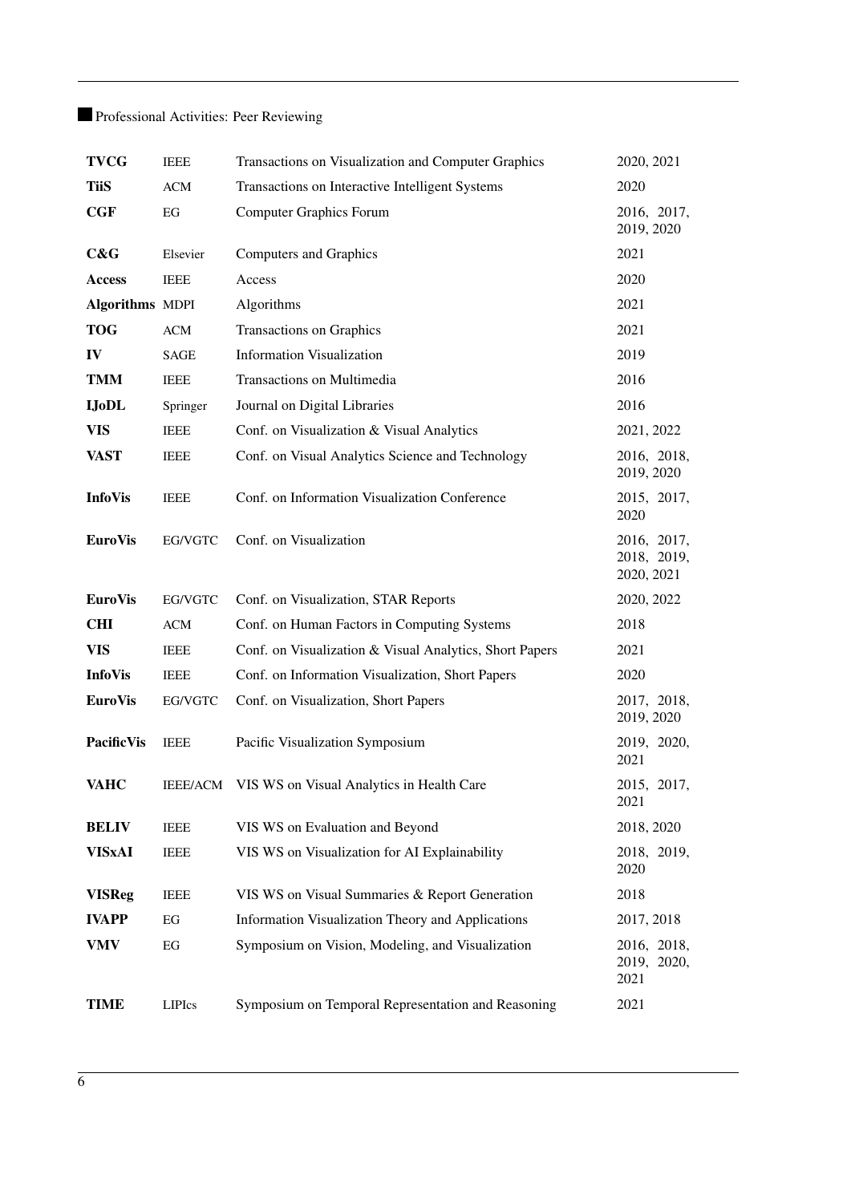## Professional Activities: Peer Reviewing

| | | | |
|---|---|---|---|
| **TVCG** | IEEE | Transactions on Visualization and Computer Graphics | 2020, 2021 |
| **TiiS** | ACM | Transactions on Interactive Intelligent Systems | 2020 |
| **CGF** | EG | Computer Graphics Forum | 2016, 2017, 2019, 2020 |
| **C&G** | Elsevier | Computers and Graphics | 2021 |
| **Access** | IEEE | Access | 2020 |
| **Algorithms** | MDPI | Algorithms | 2021 |
| **TOG** | ACM | Transactions on Graphics | 2021 |
| **IV** | SAGE | Information Visualization | 2019 |
| **TMM** | IEEE | Transactions on Multimedia | 2016 |
| **IJoDL** | Springer | Journal on Digital Libraries | 2016 |
| **VIS** | IEEE | Conf. on Visualization & Visual Analytics | 2021, 2022 |
| **VAST** | IEEE | Conf. on Visual Analytics Science and Technology | 2016, 2018, 2019, 2020 |
| **InfoVis** | IEEE | Conf. on Information Visualization Conference | 2015, 2017, 2020 |
| **EuroVis** | EG/VGTC | Conf. on Visualization | 2016, 2017, 2018, 2019, 2020, 2021 |
| **EuroVis** | EG/VGTC | Conf. on Visualization, STAR Reports | 2020, 2022 |
| **CHI** | ACM | Conf. on Human Factors in Computing Systems | 2018 |
| **VIS** | IEEE | Conf. on Visualization & Visual Analytics, Short Papers | 2021 |
| **InfoVis** | IEEE | Conf. on Information Visualization, Short Papers | 2020 |
| **EuroVis** | EG/VGTC | Conf. on Visualization, Short Papers | 2017, 2018, 2019, 2020 |
| **PacificVis** | IEEE | Pacific Visualization Symposium | 2019, 2020, 2021 |
| **VAHC** | IEEE/ACM | VIS WS on Visual Analytics in Health Care | 2015, 2017, 2021 |
| **BELIV** | IEEE | VIS WS on Evaluation and Beyond | 2018, 2020 |
| **VISxAI** | IEEE | VIS WS on Visualization for AI Explainability | 2018, 2019, 2020 |
| **VISReg** | IEEE | VIS WS on Visual Summaries & Report Generation | 2018 |
| **IVAPP** | EG | Information Visualization Theory and Applications | 2017, 2018 |
| **VMV** | EG | Symposium on Vision, Modeling, and Visualization | 2016, 2018, 2019, 2020, 2021 |
| **TIME** | LIPIcs | Symposium on Temporal Representation and Reasoning | 2021 |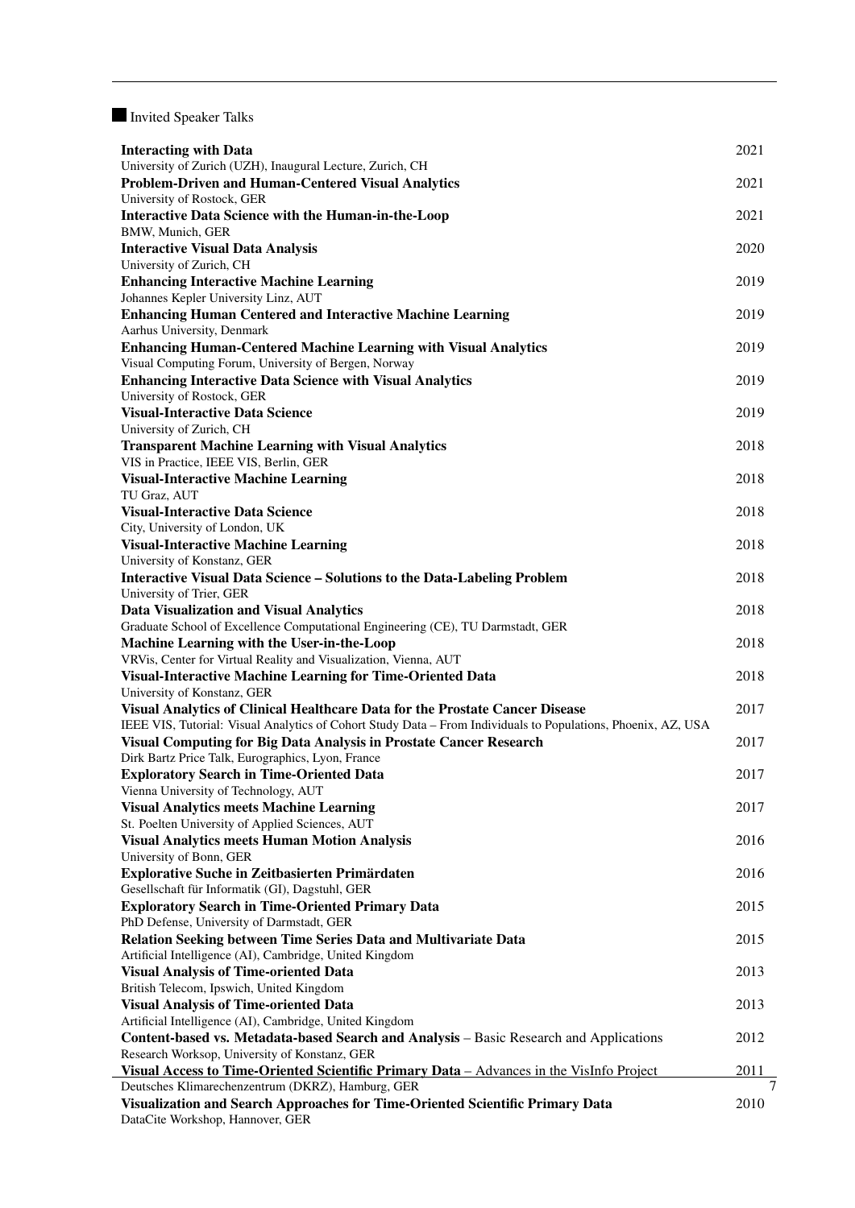## Invited Speaker Talks

**Interacting with Data** 2021
University of Zurich (UZH), Inaugural Lecture, Zurich, CH

**Problem-Driven and Human-Centered Visual Analytics** 2021
University of Rostock, GER

**Interactive Data Science with the Human-in-the-Loop** 2021
BMW, Munich, GER

**Interactive Visual Data Analysis** 2020
University of Zurich, CH

**Enhancing Interactive Machine Learning** 2019
Johannes Kepler University Linz, AUT

**Enhancing Human Centered and Interactive Machine Learning** 2019
Aarhus University, Denmark

**Enhancing Human-Centered Machine Learning with Visual Analytics** 2019
Visual Computing Forum, University of Bergen, Norway

**Enhancing Interactive Data Science with Visual Analytics** 2019
University of Rostock, GER

**Visual-Interactive Data Science** 2019
University of Zurich, CH

**Transparent Machine Learning with Visual Analytics** 2018
VIS in Practice, IEEE VIS, Berlin, GER

**Visual-Interactive Machine Learning** 2018
TU Graz, AUT

**Visual-Interactive Data Science** 2018
City, University of London, UK

**Visual-Interactive Machine Learning** 2018
University of Konstanz, GER

**Interactive Visual Data Science – Solutions to the Data-Labeling Problem** 2018
University of Trier, GER

**Data Visualization and Visual Analytics** 2018
Graduate School of Excellence Computational Engineering (CE), TU Darmstadt, GER

**Machine Learning with the User-in-the-Loop** 2018
VRVis, Center for Virtual Reality and Visualization, Vienna, AUT

**Visual-Interactive Machine Learning for Time-Oriented Data** 2018
University of Konstanz, GER

**Visual Analytics of Clinical Healthcare Data for the Prostate Cancer Disease** 2017
IEEE VIS, Tutorial: Visual Analytics of Cohort Study Data – From Individuals to Populations, Phoenix, AZ, USA

**Visual Computing for Big Data Analysis in Prostate Cancer Research** 2017
Dirk Bartz Price Talk, Eurographics, Lyon, France

**Exploratory Search in Time-Oriented Data** 2017
Vienna University of Technology, AUT

**Visual Analytics meets Machine Learning** 2017
St. Poelten University of Applied Sciences, AUT

**Visual Analytics meets Human Motion Analysis** 2016
University of Bonn, GER

**Explorative Suche in Zeitbasierten Primärdaten** 2016
Gesellschaft für Informatik (GI), Dagstuhl, GER

**Exploratory Search in Time-Oriented Primary Data** 2015
PhD Defense, University of Darmstadt, GER

**Relation Seeking between Time Series Data and Multivariate Data** 2015
Artificial Intelligence (AI), Cambridge, United Kingdom

**Visual Analysis of Time-oriented Data** 2013
British Telecom, Ipswich, United Kingdom

**Visual Analysis of Time-oriented Data** 2013
Artificial Intelligence (AI), Cambridge, United Kingdom

**Content-based vs. Metadata-based Search and Analysis** – Basic Research and Applications 2012
Research Worksop, University of Konstanz, GER

**Visual Access to Time-Oriented Scientific Primary Data** – Advances in the VisInfo Project 2011
Deutsches Klimarechenzentrum (DKRZ), Hamburg, GER

**Visualization and Search Approaches for Time-Oriented Scientific Primary Data** 2010
DataCite Workshop, Hannover, GER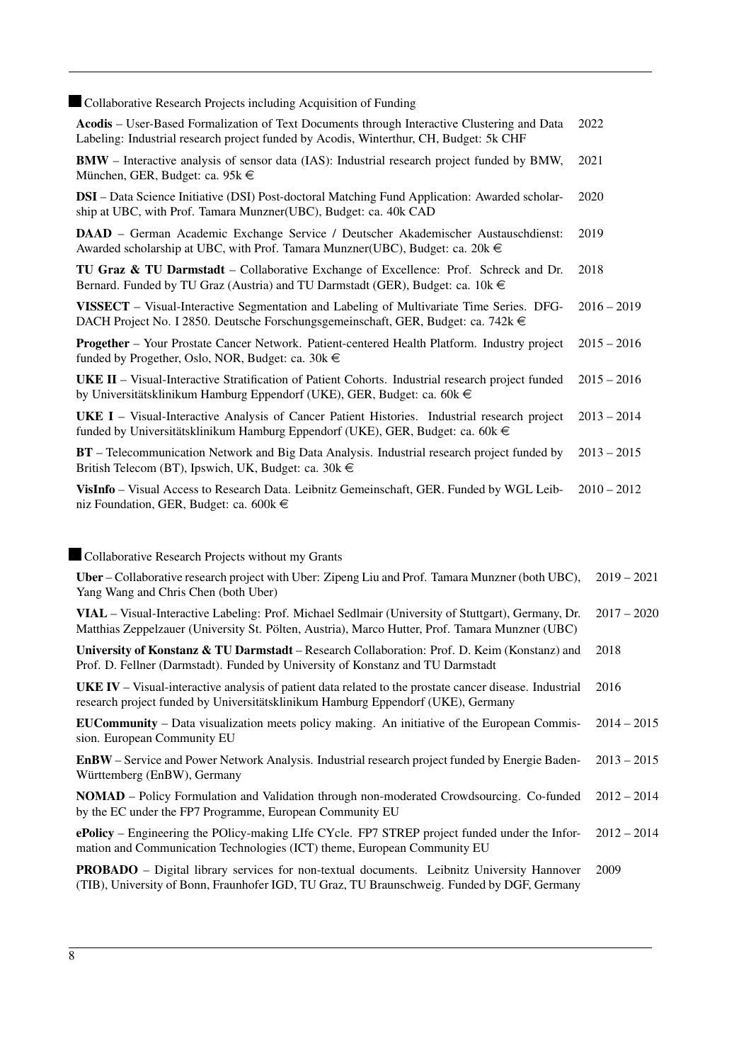## Collaborative Research Projects including Acquisition of Funding

**Acodis** – User-Based Formalization of Text Documents through Interactive Clustering and Data Labeling: Industrial research project funded by Acodis, Winterthur, CH, Budget: 5k CHF — 2022

**BMW** – Interactive analysis of sensor data (IAS): Industrial research project funded by BMW, München, GER, Budget: ca. 95k € — 2021

**DSI** – Data Science Initiative (DSI) Post-doctoral Matching Fund Application: Awarded scholarship at UBC, with Prof. Tamara Munzner(UBC), Budget: ca. 40k CAD — 2020

**DAAD** – German Academic Exchange Service / Deutscher Akademischer Austauschdienst: Awarded scholarship at UBC, with Prof. Tamara Munzner(UBC), Budget: ca. 20k € — 2019

**TU Graz & TU Darmstadt** – Collaborative Exchange of Excellence: Prof. Schreck and Dr. Bernard. Funded by TU Graz (Austria) and TU Darmstadt (GER), Budget: ca. 10k € — 2018

**VISSECT** – Visual-Interactive Segmentation and Labeling of Multivariate Time Series. DFG-DACH Project No. I 2850. Deutsche Forschungsgemeinschaft, GER, Budget: ca. 742k € — 2016 – 2019

**Progether** – Your Prostate Cancer Network. Patient-centered Health Platform. Industry project funded by Progether, Oslo, NOR, Budget: ca. 30k € — 2015 – 2016

**UKE II** – Visual-Interactive Stratification of Patient Cohorts. Industrial research project funded by Universitätsklinikum Hamburg Eppendorf (UKE), GER, Budget: ca. 60k € — 2015 – 2016

**UKE I** – Visual-Interactive Analysis of Cancer Patient Histories. Industrial research project funded by Universitätsklinikum Hamburg Eppendorf (UKE), GER, Budget: ca. 60k € — 2013 – 2014

**BT** – Telecommunication Network and Big Data Analysis. Industrial research project funded by British Telecom (BT), Ipswich, UK, Budget: ca. 30k € — 2013 – 2015

**VisInfo** – Visual Access to Research Data. Leibnitz Gemeinschaft, GER. Funded by WGL Leibniz Foundation, GER, Budget: ca. 600k € — 2010 – 2012

## Collaborative Research Projects without my Grants

**Uber** – Collaborative research project with Uber: Zipeng Liu and Prof. Tamara Munzner (both UBC), Yang Wang and Chris Chen (both Uber) — 2019 – 2021

**VIAL** – Visual-Interactive Labeling: Prof. Michael Sedlmair (University of Stuttgart), Germany, Dr. Matthias Zeppelzauer (University St. Pölten, Austria), Marco Hutter, Prof. Tamara Munzner (UBC) — 2017 – 2020

**University of Konstanz & TU Darmstadt** – Research Collaboration: Prof. D. Keim (Konstanz) and Prof. D. Fellner (Darmstadt). Funded by University of Konstanz and TU Darmstadt — 2018

**UKE IV** – Visual-interactive analysis of patient data related to the prostate cancer disease. Industrial research project funded by Universitätsklinikum Hamburg Eppendorf (UKE), Germany — 2016

**EUCommunity** – Data visualization meets policy making. An initiative of the European Commission. European Community EU — 2014 – 2015

**EnBW** – Service and Power Network Analysis. Industrial research project funded by Energie Baden-Württemberg (EnBW), Germany — 2013 – 2015

**NOMAD** – Policy Formulation and Validation through non-moderated Crowdsourcing. Co-funded by the EC under the FP7 Programme, European Community EU — 2012 – 2014

**ePolicy** – Engineering the POlicy-making LIfe CYcle. FP7 STREP project funded under the Information and Communication Technologies (ICT) theme, European Community EU — 2012 – 2014

**PROBADO** – Digital library services for non-textual documents. Leibnitz University Hannover (TIB), University of Bonn, Fraunhofer IGD, TU Graz, TU Braunschweig. Funded by DGF, Germany — 2009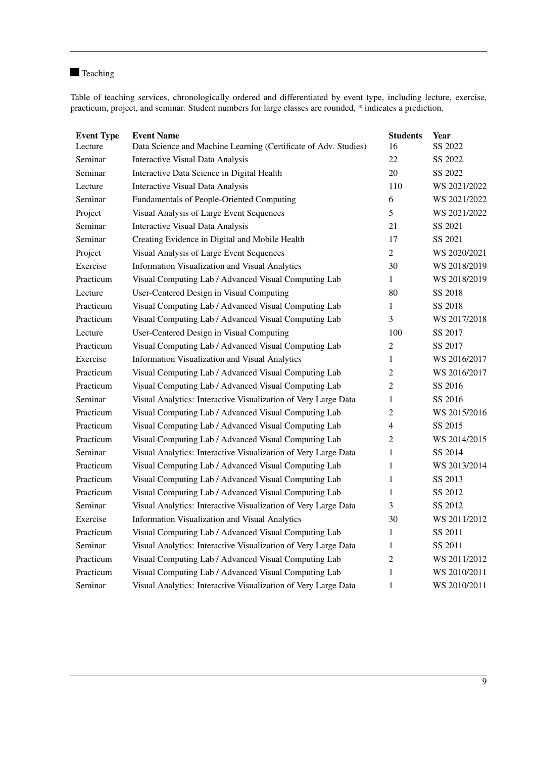## Teaching

Table of teaching services, chronologically ordered and differentiated by event type, including lecture, exercise, practicum, project, and seminar. Student numbers for large classes are rounded, * indicates a prediction.

| Event Type | Event Name | Students | Year |
|---|---|---|---|
| Lecture | Data Science and Machine Learning (Certificate of Adv. Studies) | 16 | SS 2022 |
| Seminar | Interactive Visual Data Analysis | 22 | SS 2022 |
| Seminar | Interactive Data Science in Digital Health | 20 | SS 2022 |
| Lecture | Interactive Visual Data Analysis | 110 | WS 2021/2022 |
| Seminar | Fundamentals of People-Oriented Computing | 6 | WS 2021/2022 |
| Project | Visual Analysis of Large Event Sequences | 5 | WS 2021/2022 |
| Seminar | Interactive Visual Data Analysis | 21 | SS 2021 |
| Seminar | Creating Evidence in Digital and Mobile Health | 17 | SS 2021 |
| Project | Visual Analysis of Large Event Sequences | 2 | WS 2020/2021 |
| Exercise | Information Visualization and Visual Analytics | 30 | WS 2018/2019 |
| Practicum | Visual Computing Lab / Advanced Visual Computing Lab | 1 | WS 2018/2019 |
| Lecture | User-Centered Design in Visual Computing | 80 | SS 2018 |
| Practicum | Visual Computing Lab / Advanced Visual Computing Lab | 1 | SS 2018 |
| Practicum | Visual Computing Lab / Advanced Visual Computing Lab | 3 | WS 2017/2018 |
| Lecture | User-Centered Design in Visual Computing | 100 | SS 2017 |
| Practicum | Visual Computing Lab / Advanced Visual Computing Lab | 2 | SS 2017 |
| Exercise | Information Visualization and Visual Analytics | 1 | WS 2016/2017 |
| Practicum | Visual Computing Lab / Advanced Visual Computing Lab | 2 | WS 2016/2017 |
| Practicum | Visual Computing Lab / Advanced Visual Computing Lab | 2 | SS 2016 |
| Seminar | Visual Analytics: Interactive Visualization of Very Large Data | 1 | SS 2016 |
| Practicum | Visual Computing Lab / Advanced Visual Computing Lab | 2 | WS 2015/2016 |
| Practicum | Visual Computing Lab / Advanced Visual Computing Lab | 4 | SS 2015 |
| Practicum | Visual Computing Lab / Advanced Visual Computing Lab | 2 | WS 2014/2015 |
| Seminar | Visual Analytics: Interactive Visualization of Very Large Data | 1 | SS 2014 |
| Practicum | Visual Computing Lab / Advanced Visual Computing Lab | 1 | WS 2013/2014 |
| Practicum | Visual Computing Lab / Advanced Visual Computing Lab | 1 | SS 2013 |
| Practicum | Visual Computing Lab / Advanced Visual Computing Lab | 1 | SS 2012 |
| Seminar | Visual Analytics: Interactive Visualization of Very Large Data | 3 | SS 2012 |
| Exercise | Information Visualization and Visual Analytics | 30 | WS 2011/2012 |
| Practicum | Visual Computing Lab / Advanced Visual Computing Lab | 1 | SS 2011 |
| Seminar | Visual Analytics: Interactive Visualization of Very Large Data | 1 | SS 2011 |
| Practicum | Visual Computing Lab / Advanced Visual Computing Lab | 2 | WS 2011/2012 |
| Practicum | Visual Computing Lab / Advanced Visual Computing Lab | 1 | WS 2010/2011 |
| Seminar | Visual Analytics: Interactive Visualization of Very Large Data | 1 | WS 2010/2011 |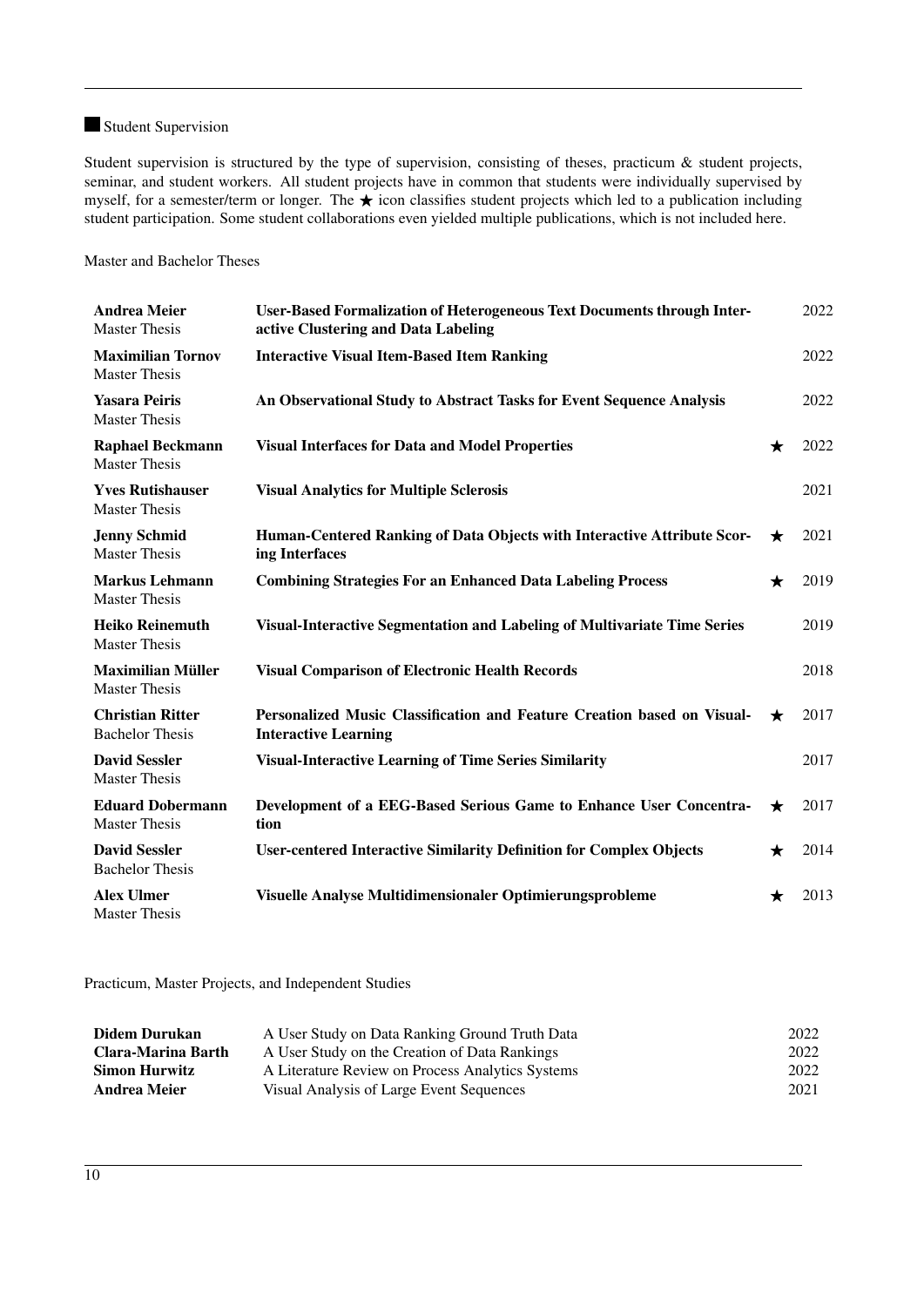## Student Supervision

Student supervision is structured by the type of supervision, consisting of theses, practicum & student projects, seminar, and student workers. All student projects have in common that students were individually supervised by myself, for a semester/term or longer. The ★ icon classifies student projects which led to a publication including student participation. Some student collaborations even yielded multiple publications, which is not included here.

### Master and Bachelor Theses

| Student | Title | | Year |
|---|---|---|---|
| **Andrea Meier**<br>Master Thesis | **User-Based Formalization of Heterogeneous Text Documents through Interactive Clustering and Data Labeling** | | 2022 |
| **Maximilian Tornov**<br>Master Thesis | **Interactive Visual Item-Based Item Ranking** | | 2022 |
| **Yasara Peiris**<br>Master Thesis | **An Observational Study to Abstract Tasks for Event Sequence Analysis** | | 2022 |
| **Raphael Beckmann**<br>Master Thesis | **Visual Interfaces for Data and Model Properties** | ★ | 2022 |
| **Yves Rutishauser**<br>Master Thesis | **Visual Analytics for Multiple Sclerosis** | | 2021 |
| **Jenny Schmid**<br>Master Thesis | **Human-Centered Ranking of Data Objects with Interactive Attribute Scoring Interfaces** | ★ | 2021 |
| **Markus Lehmann**<br>Master Thesis | **Combining Strategies For an Enhanced Data Labeling Process** | ★ | 2019 |
| **Heiko Reinemuth**<br>Master Thesis | **Visual-Interactive Segmentation and Labeling of Multivariate Time Series** | | 2019 |
| **Maximilian Müller**<br>Master Thesis | **Visual Comparison of Electronic Health Records** | | 2018 |
| **Christian Ritter**<br>Bachelor Thesis | **Personalized Music Classification and Feature Creation based on Visual-Interactive Learning** | ★ | 2017 |
| **David Sessler**<br>Master Thesis | **Visual-Interactive Learning of Time Series Similarity** | | 2017 |
| **Eduard Dobermann**<br>Master Thesis | **Development of a EEG-Based Serious Game to Enhance User Concentration** | ★ | 2017 |
| **David Sessler**<br>Bachelor Thesis | **User-centered Interactive Similarity Definition for Complex Objects** | ★ | 2014 |
| **Alex Ulmer**<br>Master Thesis | **Visuelle Analyse Multidimensionaler Optimierungsprobleme** | ★ | 2013 |

### Practicum, Master Projects, and Independent Studies

| Student | Title | Year |
|---|---|---|
| **Didem Durukan** | A User Study on Data Ranking Ground Truth Data | 2022 |
| **Clara-Marina Barth** | A User Study on the Creation of Data Rankings | 2022 |
| **Simon Hurwitz** | A Literature Review on Process Analytics Systems | 2022 |
| **Andrea Meier** | Visual Analysis of Large Event Sequences | 2021 |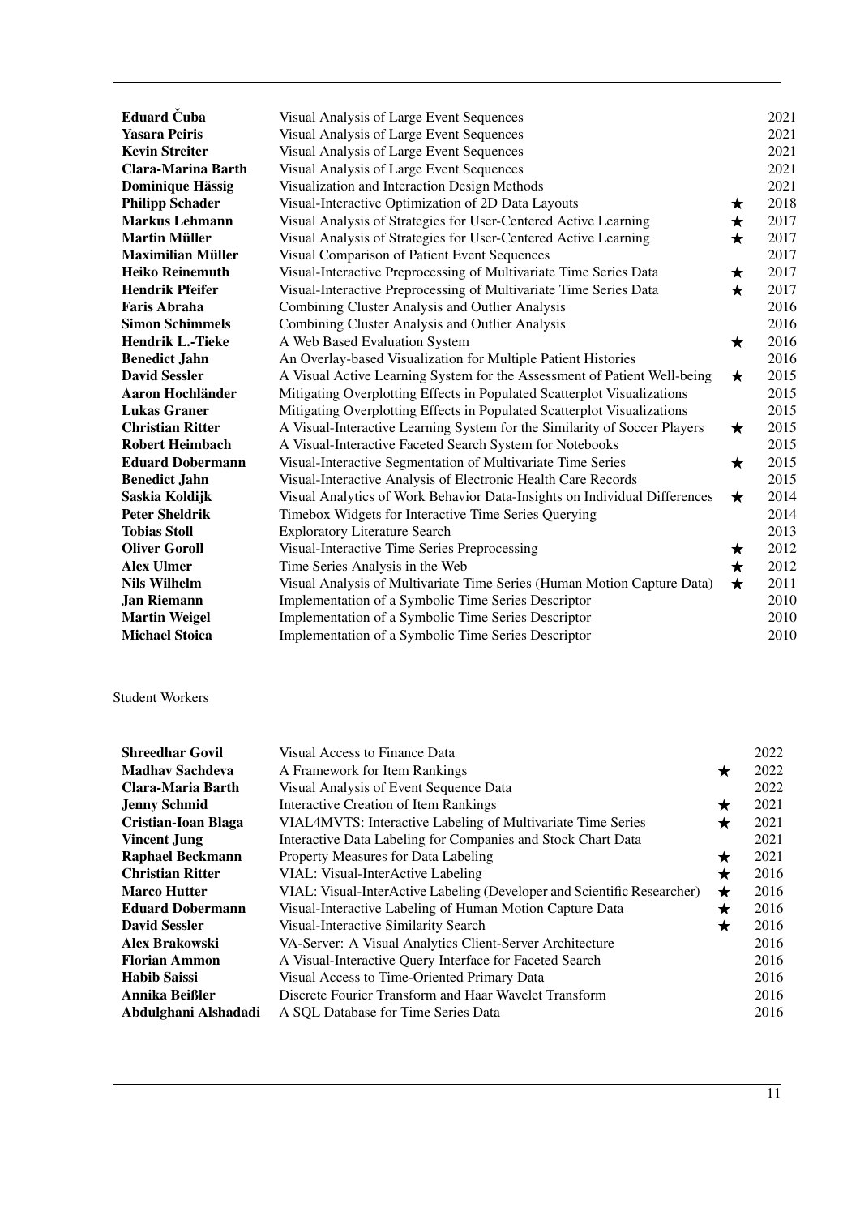| | | | |
|---|---|---|---|
| **Eduard Čuba** | Visual Analysis of Large Event Sequences | | 2021 |
| **Yasara Peiris** | Visual Analysis of Large Event Sequences | | 2021 |
| **Kevin Streiter** | Visual Analysis of Large Event Sequences | | 2021 |
| **Clara-Marina Barth** | Visual Analysis of Large Event Sequences | | 2021 |
| **Dominique Hässig** | Visualization and Interaction Design Methods | | 2021 |
| **Philipp Schader** | Visual-Interactive Optimization of 2D Data Layouts | ★ | 2018 |
| **Markus Lehmann** | Visual Analysis of Strategies for User-Centered Active Learning | ★ | 2017 |
| **Martin Müller** | Visual Analysis of Strategies for User-Centered Active Learning | ★ | 2017 |
| **Maximilian Müller** | Visual Comparison of Patient Event Sequences | | 2017 |
| **Heiko Reinemuth** | Visual-Interactive Preprocessing of Multivariate Time Series Data | ★ | 2017 |
| **Hendrik Pfeifer** | Visual-Interactive Preprocessing of Multivariate Time Series Data | ★ | 2017 |
| **Faris Abraha** | Combining Cluster Analysis and Outlier Analysis | | 2016 |
| **Simon Schimmels** | Combining Cluster Analysis and Outlier Analysis | | 2016 |
| **Hendrik L.-Tieke** | A Web Based Evaluation System | ★ | 2016 |
| **Benedict Jahn** | An Overlay-based Visualization for Multiple Patient Histories | | 2016 |
| **David Sessler** | A Visual Active Learning System for the Assessment of Patient Well-being | ★ | 2015 |
| **Aaron Hochländer** | Mitigating Overplotting Effects in Populated Scatterplot Visualizations | | 2015 |
| **Lukas Graner** | Mitigating Overplotting Effects in Populated Scatterplot Visualizations | | 2015 |
| **Christian Ritter** | A Visual-Interactive Learning System for the Similarity of Soccer Players | ★ | 2015 |
| **Robert Heimbach** | A Visual-Interactive Faceted Search System for Notebooks | | 2015 |
| **Eduard Dobermann** | Visual-Interactive Segmentation of Multivariate Time Series | ★ | 2015 |
| **Benedict Jahn** | Visual-Interactive Analysis of Electronic Health Care Records | | 2015 |
| **Saskia Koldijk** | Visual Analytics of Work Behavior Data-Insights on Individual Differences | ★ | 2014 |
| **Peter Sheldrik** | Timebox Widgets for Interactive Time Series Querying | | 2014 |
| **Tobias Stoll** | Exploratory Literature Search | | 2013 |
| **Oliver Goroll** | Visual-Interactive Time Series Preprocessing | ★ | 2012 |
| **Alex Ulmer** | Time Series Analysis in the Web | ★ | 2012 |
| **Nils Wilhelm** | Visual Analysis of Multivariate Time Series (Human Motion Capture Data) | ★ | 2011 |
| **Jan Riemann** | Implementation of a Symbolic Time Series Descriptor | | 2010 |
| **Martin Weigel** | Implementation of a Symbolic Time Series Descriptor | | 2010 |
| **Michael Stoica** | Implementation of a Symbolic Time Series Descriptor | | 2010 |

Student Workers

| | | | |
|---|---|---|---|
| **Shreedhar Govil** | Visual Access to Finance Data | | 2022 |
| **Madhav Sachdeva** | A Framework for Item Rankings | ★ | 2022 |
| **Clara-Maria Barth** | Visual Analysis of Event Sequence Data | | 2022 |
| **Jenny Schmid** | Interactive Creation of Item Rankings | ★ | 2021 |
| **Cristian-Ioan Blaga** | VIAL4MVTS: Interactive Labeling of Multivariate Time Series | ★ | 2021 |
| **Vincent Jung** | Interactive Data Labeling for Companies and Stock Chart Data | | 2021 |
| **Raphael Beckmann** | Property Measures for Data Labeling | ★ | 2021 |
| **Christian Ritter** | VIAL: Visual-InterActive Labeling | ★ | 2016 |
| **Marco Hutter** | VIAL: Visual-InterActive Labeling (Developer and Scientific Researcher) | ★ | 2016 |
| **Eduard Dobermann** | Visual-Interactive Labeling of Human Motion Capture Data | ★ | 2016 |
| **David Sessler** | Visual-Interactive Similarity Search | ★ | 2016 |
| **Alex Brakowski** | VA-Server: A Visual Analytics Client-Server Architecture | | 2016 |
| **Florian Ammon** | A Visual-Interactive Query Interface for Faceted Search | | 2016 |
| **Habib Saissi** | Visual Access to Time-Oriented Primary Data | | 2016 |
| **Annika Beißler** | Discrete Fourier Transform and Haar Wavelet Transform | | 2016 |
| **Abdulghani Alshadadi** | A SQL Database for Time Series Data | | 2016 |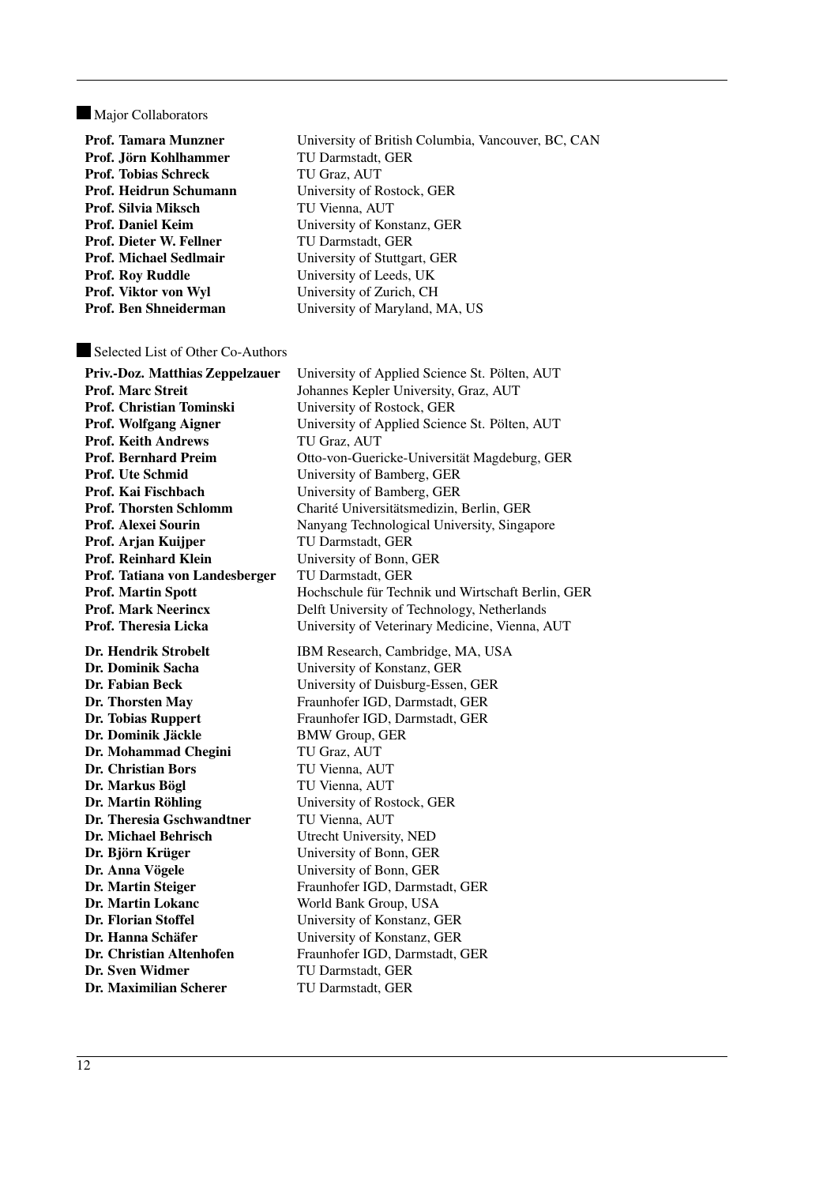## Major Collaborators

| | |
|---|---|
| **Prof. Tamara Munzner** | University of British Columbia, Vancouver, BC, CAN |
| **Prof. Jörn Kohlhammer** | TU Darmstadt, GER |
| **Prof. Tobias Schreck** | TU Graz, AUT |
| **Prof. Heidrun Schumann** | University of Rostock, GER |
| **Prof. Silvia Miksch** | TU Vienna, AUT |
| **Prof. Daniel Keim** | University of Konstanz, GER |
| **Prof. Dieter W. Fellner** | TU Darmstadt, GER |
| **Prof. Michael Sedlmair** | University of Stuttgart, GER |
| **Prof. Roy Ruddle** | University of Leeds, UK |
| **Prof. Viktor von Wyl** | University of Zurich, CH |
| **Prof. Ben Shneiderman** | University of Maryland, MA, US |

## Selected List of Other Co-Authors

| | |
|---|---|
| **Priv.-Doz. Matthias Zeppelzauer** | University of Applied Science St. Pölten, AUT |
| **Prof. Marc Streit** | Johannes Kepler University, Graz, AUT |
| **Prof. Christian Tominski** | University of Rostock, GER |
| **Prof. Wolfgang Aigner** | University of Applied Science St. Pölten, AUT |
| **Prof. Keith Andrews** | TU Graz, AUT |
| **Prof. Bernhard Preim** | Otto-von-Guericke-Universität Magdeburg, GER |
| **Prof. Ute Schmid** | University of Bamberg, GER |
| **Prof. Kai Fischbach** | University of Bamberg, GER |
| **Prof. Thorsten Schlomm** | Charité Universitätsmedizin, Berlin, GER |
| **Prof. Alexei Sourin** | Nanyang Technological University, Singapore |
| **Prof. Arjan Kuijper** | TU Darmstadt, GER |
| **Prof. Reinhard Klein** | University of Bonn, GER |
| **Prof. Tatiana von Landesberger** | TU Darmstadt, GER |
| **Prof. Martin Spott** | Hochschule für Technik und Wirtschaft Berlin, GER |
| **Prof. Mark Neerincx** | Delft University of Technology, Netherlands |
| **Prof. Theresia Licka** | University of Veterinary Medicine, Vienna, AUT |
| **Dr. Hendrik Strobelt** | IBM Research, Cambridge, MA, USA |
| **Dr. Dominik Sacha** | University of Konstanz, GER |
| **Dr. Fabian Beck** | University of Duisburg-Essen, GER |
| **Dr. Thorsten May** | Fraunhofer IGD, Darmstadt, GER |
| **Dr. Tobias Ruppert** | Fraunhofer IGD, Darmstadt, GER |
| **Dr. Dominik Jäckle** | BMW Group, GER |
| **Dr. Mohammad Chegini** | TU Graz, AUT |
| **Dr. Christian Bors** | TU Vienna, AUT |
| **Dr. Markus Bögl** | TU Vienna, AUT |
| **Dr. Martin Röhling** | University of Rostock, GER |
| **Dr. Theresia Gschwandtner** | TU Vienna, AUT |
| **Dr. Michael Behrisch** | Utrecht University, NED |
| **Dr. Björn Krüger** | University of Bonn, GER |
| **Dr. Anna Vögele** | University of Bonn, GER |
| **Dr. Martin Steiger** | Fraunhofer IGD, Darmstadt, GER |
| **Dr. Martin Lokanc** | World Bank Group, USA |
| **Dr. Florian Stoffel** | University of Konstanz, GER |
| **Dr. Hanna Schäfer** | University of Konstanz, GER |
| **Dr. Christian Altenhofen** | Fraunhofer IGD, Darmstadt, GER |
| **Dr. Sven Widmer** | TU Darmstadt, GER |
| **Dr. Maximilian Scherer** | TU Darmstadt, GER |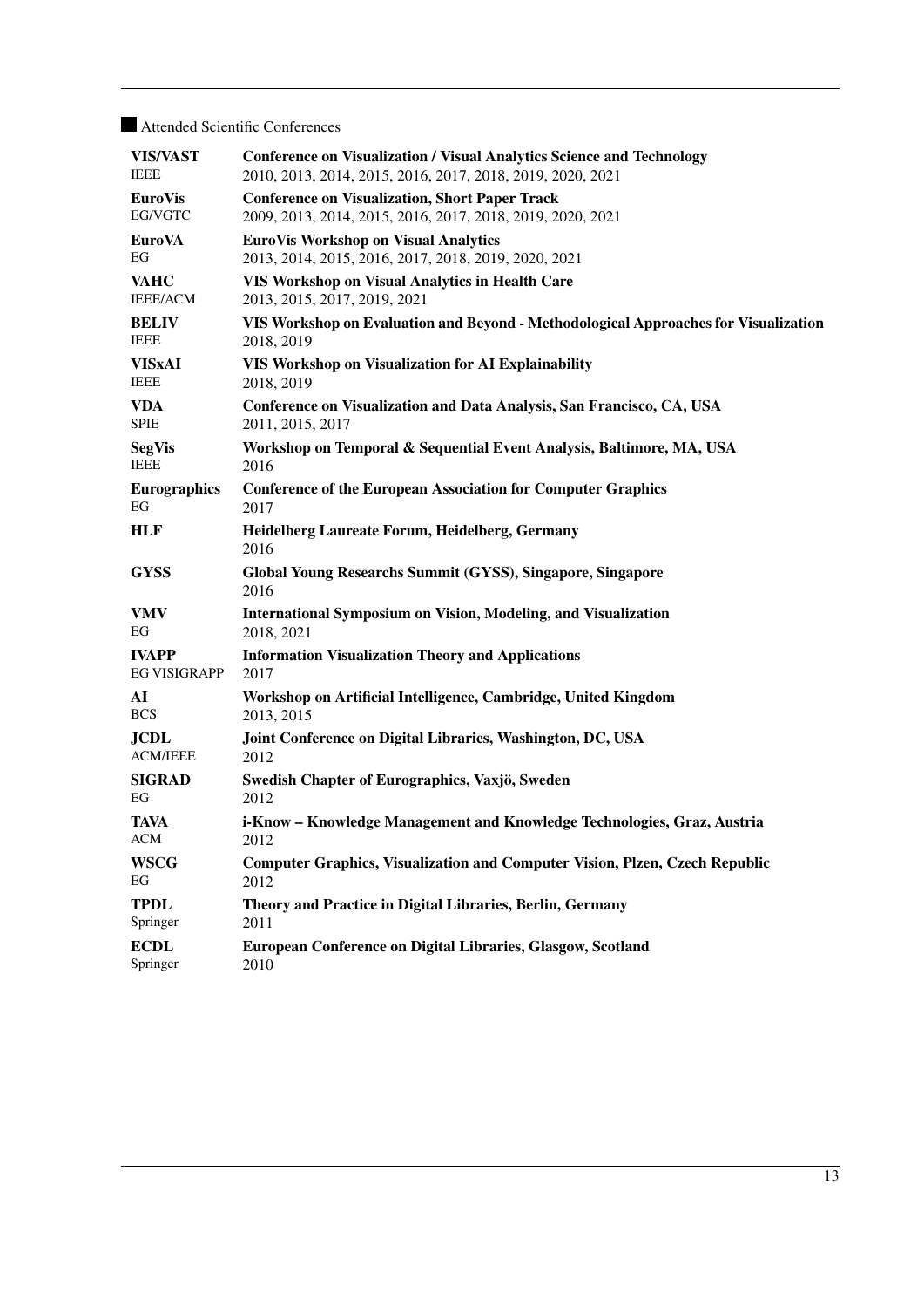## Attended Scientific Conferences

| | |
|---|---|
| **VIS/VAST**<br>IEEE | **Conference on Visualization / Visual Analytics Science and Technology**<br>2010, 2013, 2014, 2015, 2016, 2017, 2018, 2019, 2020, 2021 |
| **EuroVis**<br>EG/VGTC | **Conference on Visualization, Short Paper Track**<br>2009, 2013, 2014, 2015, 2016, 2017, 2018, 2019, 2020, 2021 |
| **EuroVA**<br>EG | **EuroVis Workshop on Visual Analytics**<br>2013, 2014, 2015, 2016, 2017, 2018, 2019, 2020, 2021 |
| **VAHC**<br>IEEE/ACM | **VIS Workshop on Visual Analytics in Health Care**<br>2013, 2015, 2017, 2019, 2021 |
| **BELIV**<br>IEEE | **VIS Workshop on Evaluation and Beyond - Methodological Approaches for Visualization**<br>2018, 2019 |
| **VISxAI**<br>IEEE | **VIS Workshop on Visualization for AI Explainability**<br>2018, 2019 |
| **VDA**<br>SPIE | **Conference on Visualization and Data Analysis, San Francisco, CA, USA**<br>2011, 2015, 2017 |
| **SegVis**<br>IEEE | **Workshop on Temporal & Sequential Event Analysis, Baltimore, MA, USA**<br>2016 |
| **Eurographics**<br>EG | **Conference of the European Association for Computer Graphics**<br>2017 |
| **HLF** | **Heidelberg Laureate Forum, Heidelberg, Germany**<br>2016 |
| **GYSS** | **Global Young Researchs Summit (GYSS), Singapore, Singapore**<br>2016 |
| **VMV**<br>EG | **International Symposium on Vision, Modeling, and Visualization**<br>2018, 2021 |
| **IVAPP**<br>EG VISIGRAPP | **Information Visualization Theory and Applications**<br>2017 |
| **AI**<br>BCS | **Workshop on Artificial Intelligence, Cambridge, United Kingdom**<br>2013, 2015 |
| **JCDL**<br>ACM/IEEE | **Joint Conference on Digital Libraries, Washington, DC, USA**<br>2012 |
| **SIGRAD**<br>EG | **Swedish Chapter of Eurographics, Vaxjö, Sweden**<br>2012 |
| **TAVA**<br>ACM | **i-Know – Knowledge Management and Knowledge Technologies, Graz, Austria**<br>2012 |
| **WSCG**<br>EG | **Computer Graphics, Visualization and Computer Vision, Plzen, Czech Republic**<br>2012 |
| **TPDL**<br>Springer | **Theory and Practice in Digital Libraries, Berlin, Germany**<br>2011 |
| **ECDL**<br>Springer | **European Conference on Digital Libraries, Glasgow, Scotland**<br>2010 |